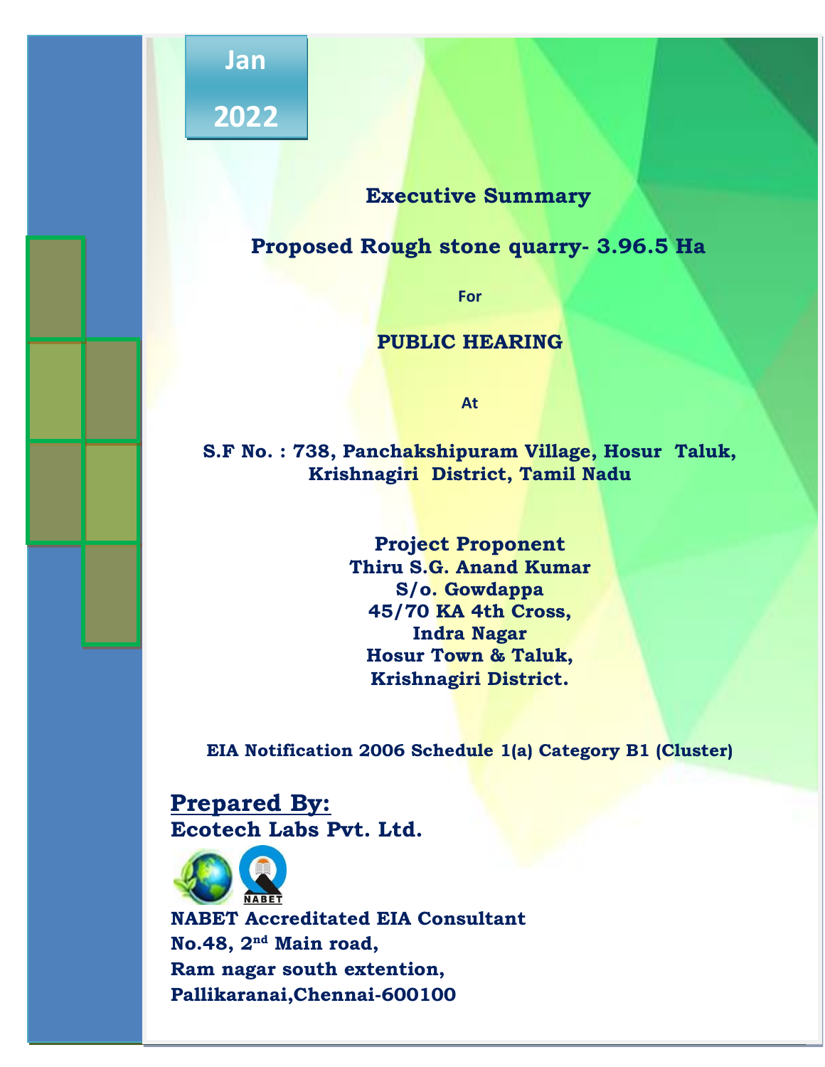Jan 2022

# Executive Summary

## Proposed Rough stone quarry- 3.96.5 Ha

For

## PUBLIC HEARING

At

**S.F No. : 738, Panchakshipuram Village, Hosur Taluk, Krishnagiri District, Tamil Nadu**

**Project Proponent**
**Thiru S.G. Anand Kumar**
**S/o. Gowdappa**
**45/70 KA 4th Cross,**
**Indra Nagar**
**Hosur Town & Taluk,**
**Krishnagiri District.**

**EIA Notification 2006 Schedule 1(a) Category B1 (Cluster)**

**Prepared By:**

**Ecotech Labs Pvt. Ltd.**

**NABET Accreditated EIA Consultant**
**No.48, 2nd Main road,**
**Ram nagar south extention,**
**Pallikaranai,Chennai-600100**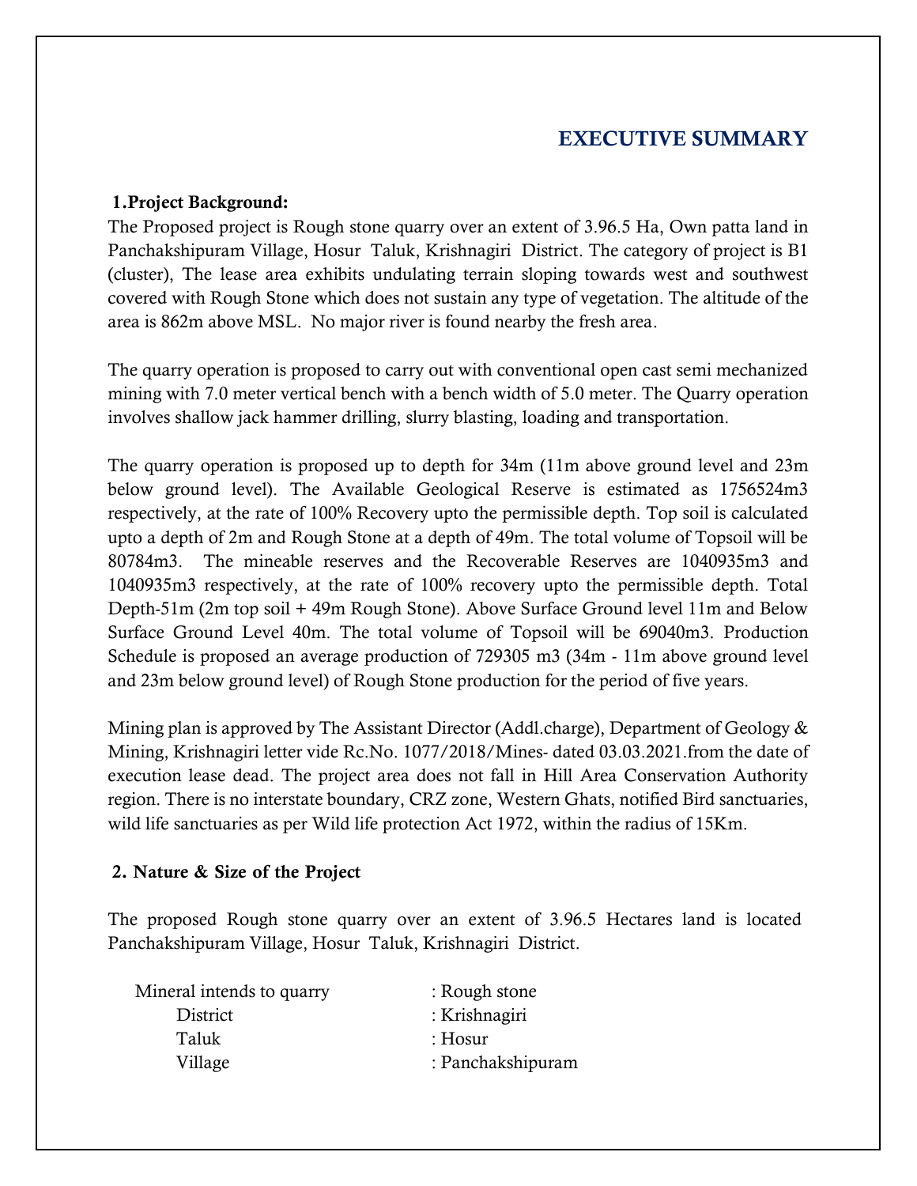# EXECUTIVE SUMMARY

**1.Project Background:**

The Proposed project is Rough stone quarry over an extent of 3.96.5 Ha, Own patta land in Panchakshipuram Village, Hosur Taluk, Krishnagiri District. The category of project is B1 (cluster), The lease area exhibits undulating terrain sloping towards west and southwest covered with Rough Stone which does not sustain any type of vegetation. The altitude of the area is 862m above MSL. No major river is found nearby the fresh area.

The quarry operation is proposed to carry out with conventional open cast semi mechanized mining with 7.0 meter vertical bench with a bench width of 5.0 meter. The Quarry operation involves shallow jack hammer drilling, slurry blasting, loading and transportation.

The quarry operation is proposed up to depth for 34m (11m above ground level and 23m below ground level). The Available Geological Reserve is estimated as 1756524m3 respectively, at the rate of 100% Recovery upto the permissible depth. Top soil is calculated upto a depth of 2m and Rough Stone at a depth of 49m. The total volume of Topsoil will be 80784m3. The mineable reserves and the Recoverable Reserves are 1040935m3 and 1040935m3 respectively, at the rate of 100% recovery upto the permissible depth. Total Depth-51m (2m top soil + 49m Rough Stone). Above Surface Ground level 11m and Below Surface Ground Level 40m. The total volume of Topsoil will be 69040m3. Production Schedule is proposed an average production of 729305 m3 (34m - 11m above ground level and 23m below ground level) of Rough Stone production for the period of five years.

Mining plan is approved by The Assistant Director (Addl.charge), Department of Geology & Mining, Krishnagiri letter vide Rc.No. 1077/2018/Mines- dated 03.03.2021.from the date of execution lease dead. The project area does not fall in Hill Area Conservation Authority region. There is no interstate boundary, CRZ zone, Western Ghats, notified Bird sanctuaries, wild life sanctuaries as per Wild life protection Act 1972, within the radius of 15Km.

**2. Nature & Size of the Project**

The proposed Rough stone quarry over an extent of 3.96.5 Hectares land is located Panchakshipuram Village, Hosur Taluk, Krishnagiri District.

| | |
|---|---|
| Mineral intends to quarry | : Rough stone |
| District | : Krishnagiri |
| Taluk | : Hosur |
| Village | : Panchakshipuram |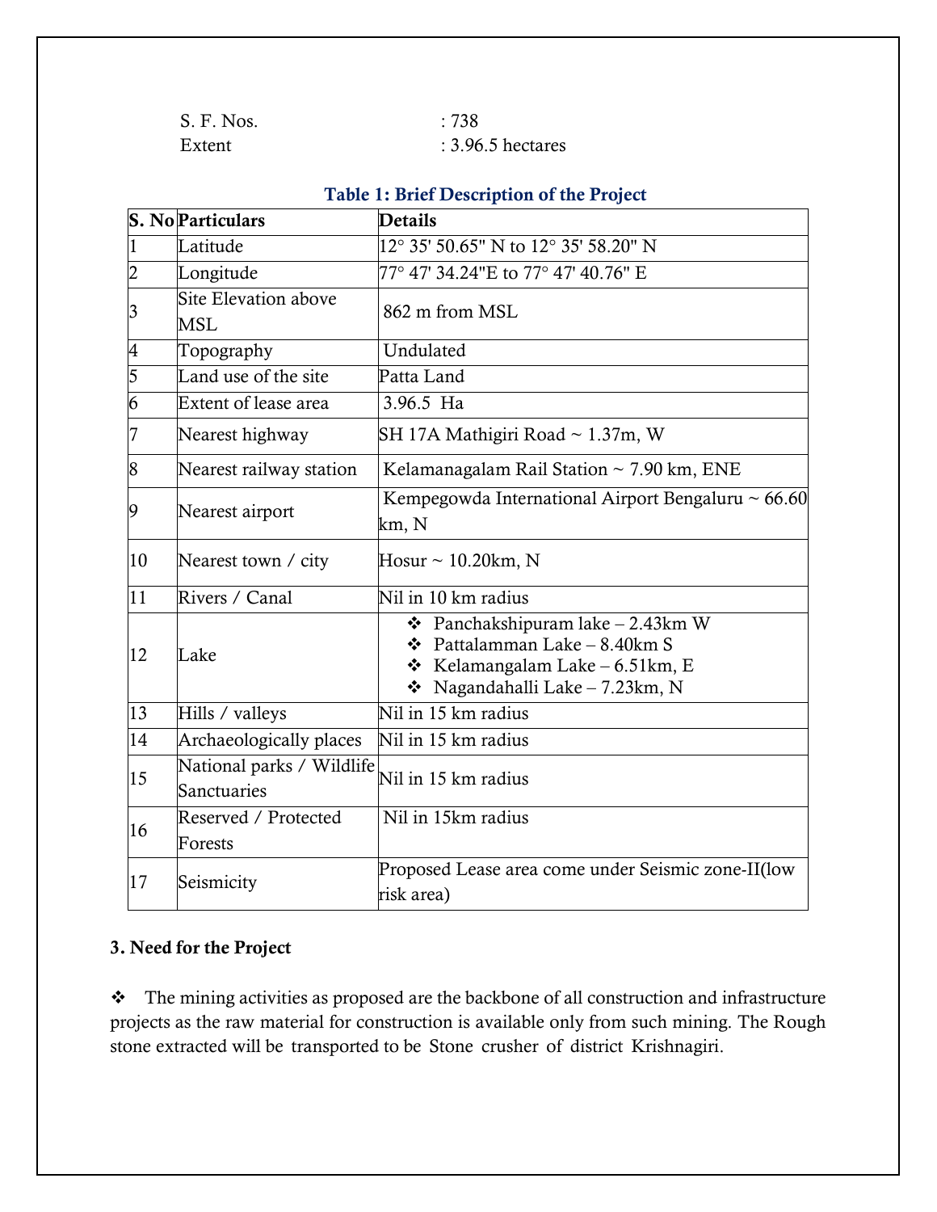S. F. Nos. : 738

Extent : 3.96.5 hectares

**Table 1: Brief Description of the Project**

| S. No | Particulars | Details |
|---|---|---|
| 1 | Latitude | 12° 35' 50.65" N to 12° 35' 58.20" N |
| 2 | Longitude | 77° 47' 34.24"E to 77° 47' 40.76" E |
| 3 | Site Elevation above MSL | 862 m from MSL |
| 4 | Topography | Undulated |
| 5 | Land use of the site | Patta Land |
| 6 | Extent of lease area | 3.96.5 Ha |
| 7 | Nearest highway | SH 17A Mathigiri Road ~ 1.37m, W |
| 8 | Nearest railway station | Kelamanagalam Rail Station ~ 7.90 km, ENE |
| 9 | Nearest airport | Kempegowda International Airport Bengaluru ~ 66.60 km, N |
| 10 | Nearest town / city | Hosur ~ 10.20km, N |
| 11 | Rivers / Canal | Nil in 10 km radius |
| 12 | Lake | ❖ Panchakshipuram lake – 2.43km W<br>❖ Pattalamman Lake – 8.40km S<br>❖ Kelamangalam Lake – 6.51km, E<br>❖ Nagandahalli Lake – 7.23km, N |
| 13 | Hills / valleys | Nil in 15 km radius |
| 14 | Archaeologically places | Nil in 15 km radius |
| 15 | National parks / Wildlife Sanctuaries | Nil in 15 km radius |
| 16 | Reserved / Protected Forests | Nil in 15km radius |
| 17 | Seismicity | Proposed Lease area come under Seismic zone-II(low risk area) |

**3. Need for the Project**

❖ The mining activities as proposed are the backbone of all construction and infrastructure projects as the raw material for construction is available only from such mining. The Rough stone extracted will be transported to be Stone crusher of district Krishnagiri.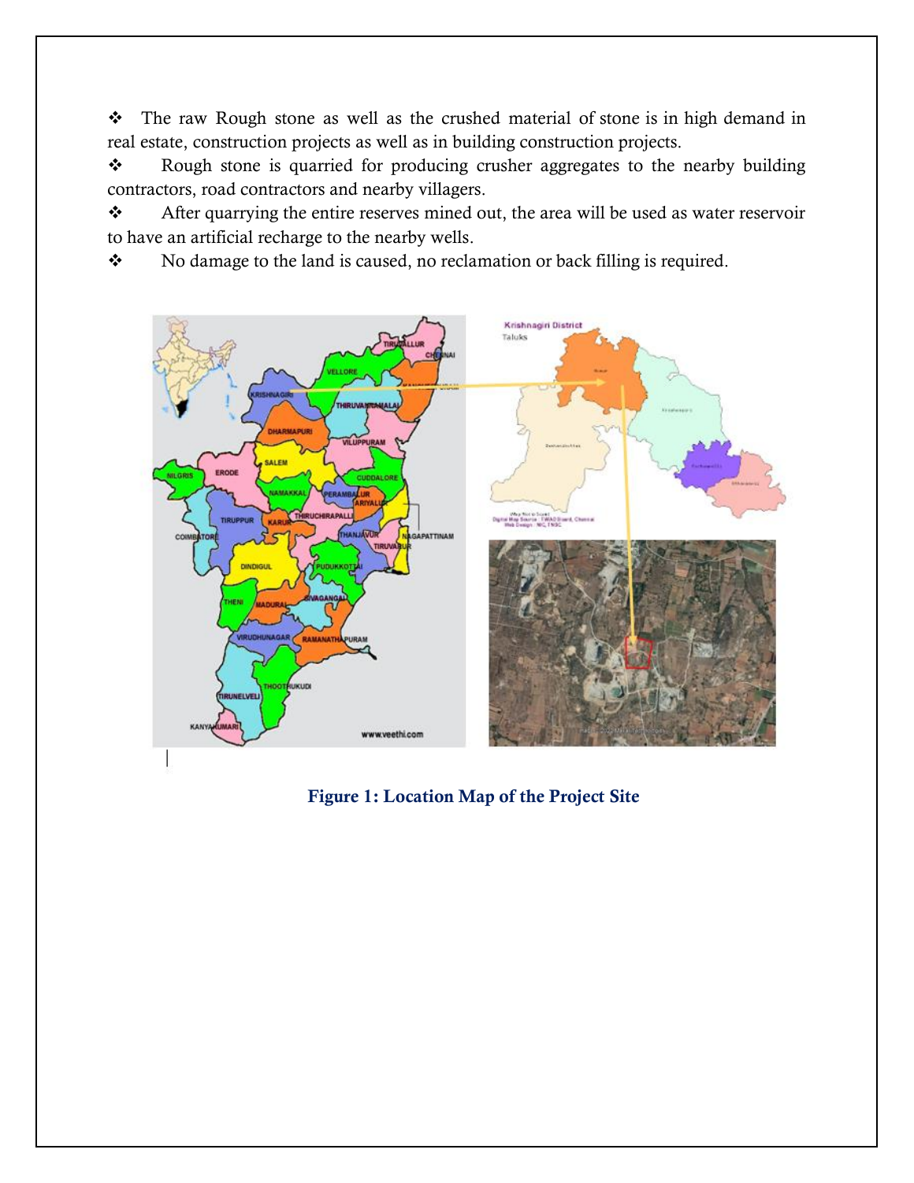- The raw Rough stone as well as the crushed material of stone is in high demand in real estate, construction projects as well as in building construction projects.
- Rough stone is quarried for producing crusher aggregates to the nearby building contractors, road contractors and nearby villagers.
- After quarrying the entire reserves mined out, the area will be used as water reservoir to have an artificial recharge to the nearby wells.
- No damage to the land is caused, no reclamation or back filling is required.

**Figure 1: Location Map of the Project Site**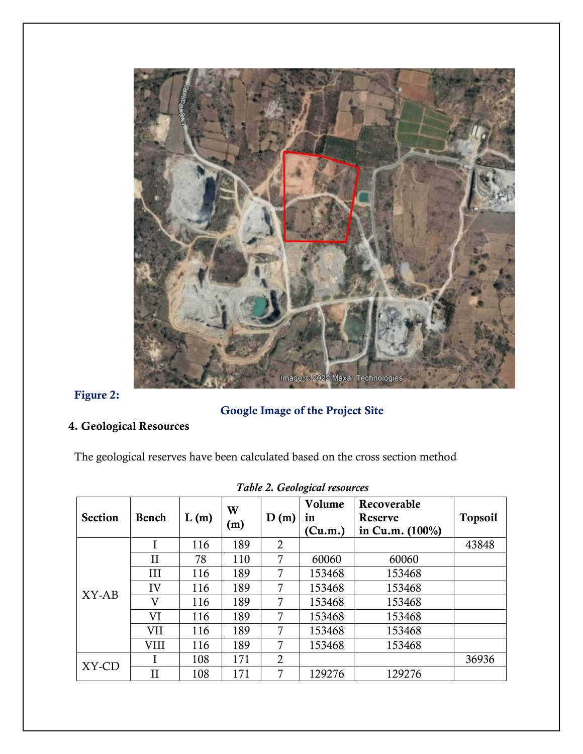Figure 2:

Google Image of the Project Site

## 4. Geological Resources

The geological reserves have been calculated based on the cross section method

*Table 2. Geological resources*

| Section | Bench | L (m) | W (m) | D (m) | Volume in (Cu.m.) | Recoverable Reserve in Cu.m. (100%) | Topsoil |
|---|---|---|---|---|---|---|---|
| XY-AB | I | 116 | 189 | 2 | | | 43848 |
| | II | 78 | 110 | 7 | 60060 | 60060 | |
| | III | 116 | 189 | 7 | 153468 | 153468 | |
| | IV | 116 | 189 | 7 | 153468 | 153468 | |
| | V | 116 | 189 | 7 | 153468 | 153468 | |
| | VI | 116 | 189 | 7 | 153468 | 153468 | |
| | VII | 116 | 189 | 7 | 153468 | 153468 | |
| | VIII | 116 | 189 | 7 | 153468 | 153468 | |
| XY-CD | I | 108 | 171 | 2 | | | 36936 |
| | II | 108 | 171 | 7 | 129276 | 129276 | |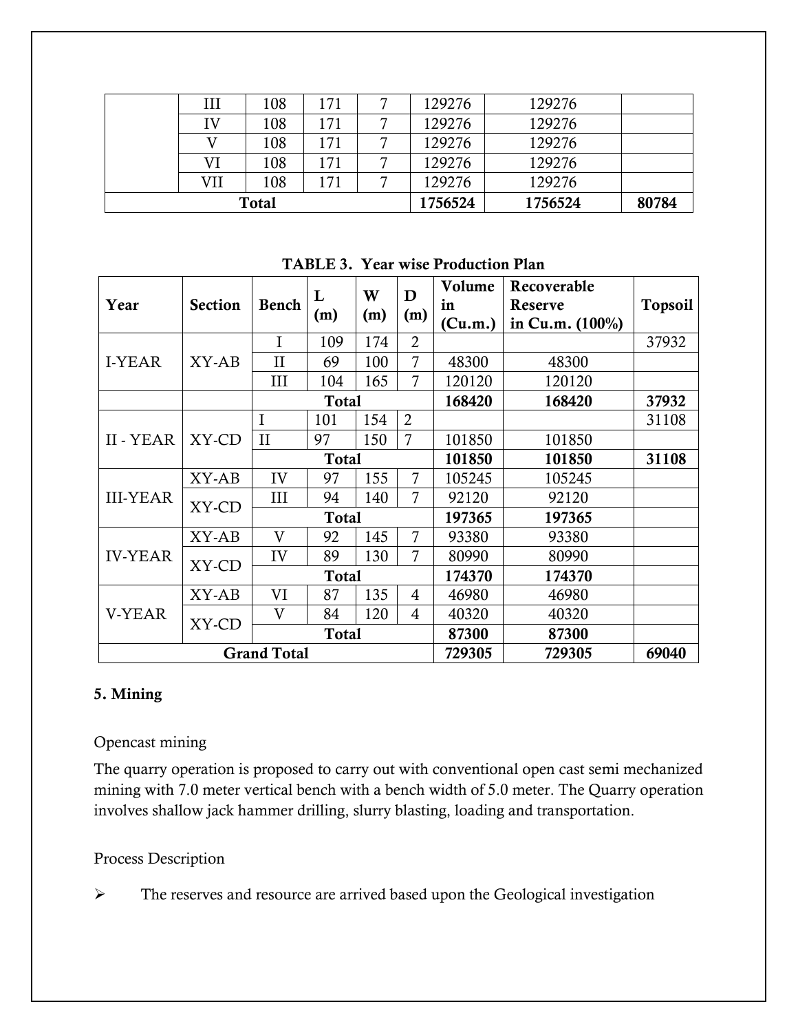| | III | 108 | 171 | 7 | 129276 | 129276 | |
|---|---|---|---|---|---|---|---|
| | IV | 108 | 171 | 7 | 129276 | 129276 | |
| | V | 108 | 171 | 7 | 129276 | 129276 | |
| | VI | 108 | 171 | 7 | 129276 | 129276 | |
| | VII | 108 | 171 | 7 | 129276 | 129276 | |
| **Total** | | | | | **1756524** | **1756524** | **80784** |

**TABLE 3. Year wise Production Plan**

| Year | Section | Bench | L (m) | W (m) | D (m) | Volume in (Cu.m.) | Recoverable Reserve in Cu.m. (100%) | Topsoil |
|---|---|---|---|---|---|---|---|---|
| I-YEAR | XY-AB | I | 109 | 174 | 2 | | | 37932 |
| | | II | 69 | 100 | 7 | 48300 | 48300 | |
| | | III | 104 | 165 | 7 | 120120 | 120120 | |
| | | **Total** | | | | **168420** | **168420** | **37932** |
| II - YEAR | XY-CD | I | 101 | 154 | 2 | | | 31108 |
| | | II | 97 | 150 | 7 | 101850 | 101850 | |
| | | **Total** | | | | **101850** | **101850** | **31108** |
| III-YEAR | XY-AB | IV | 97 | 155 | 7 | 105245 | 105245 | |
| | XY-CD | III | 94 | 140 | 7 | 92120 | 92120 | |
| | | **Total** | | | | **197365** | **197365** | |
| IV-YEAR | XY-AB | V | 92 | 145 | 7 | 93380 | 93380 | |
| | XY-CD | IV | 89 | 130 | 7 | 80990 | 80990 | |
| | | **Total** | | | | **174370** | **174370** | |
| V-YEAR | XY-AB | VI | 87 | 135 | 4 | 46980 | 46980 | |
| | XY-CD | V | 84 | 120 | 4 | 40320 | 40320 | |
| | | **Total** | | | | **87300** | **87300** | |
| **Grand Total** | | | | | | **729305** | **729305** | **69040** |

**5. Mining**

Opencast mining

The quarry operation is proposed to carry out with conventional open cast semi mechanized mining with 7.0 meter vertical bench with a bench width of 5.0 meter. The Quarry operation involves shallow jack hammer drilling, slurry blasting, loading and transportation.

Process Description

- The reserves and resource are arrived based upon the Geological investigation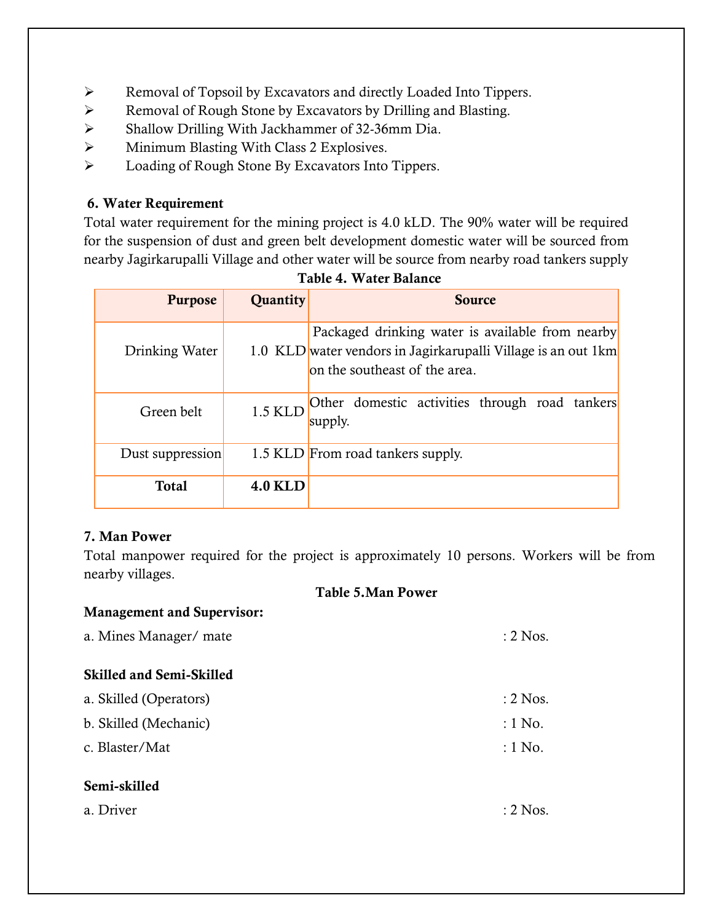- Removal of Topsoil by Excavators and directly Loaded Into Tippers.
- Removal of Rough Stone by Excavators by Drilling and Blasting.
- Shallow Drilling With Jackhammer of 32-36mm Dia.
- Minimum Blasting With Class 2 Explosives.
- Loading of Rough Stone By Excavators Into Tippers.

**6. Water Requirement**

Total water requirement for the mining project is 4.0 kLD. The 90% water will be required for the suspension of dust and green belt development domestic water will be sourced from nearby Jagirkarupalli Village and other water will be source from nearby road tankers supply

**Table 4. Water Balance**

| Purpose | Quantity | Source |
|---|---|---|
| Drinking Water | 1.0 KLD | Packaged drinking water is available from nearby water vendors in Jagirkarupalli Village is an out 1km on the southeast of the area. |
| Green belt | 1.5 KLD | Other domestic activities through road tankers supply. |
| Dust suppression | 1.5 KLD | From road tankers supply. |
| **Total** | **4.0 KLD** | |

**7. Man Power**

Total manpower required for the project is approximately 10 persons. Workers will be from nearby villages.

**Table 5.Man Power**

**Management and Supervisor:**

a. Mines Manager/ mate : 2 Nos.

**Skilled and Semi-Skilled**

a. Skilled (Operators) : 2 Nos.

b. Skilled (Mechanic) : 1 No.

c. Blaster/Mat : 1 No.

**Semi-skilled**

a. Driver : 2 Nos.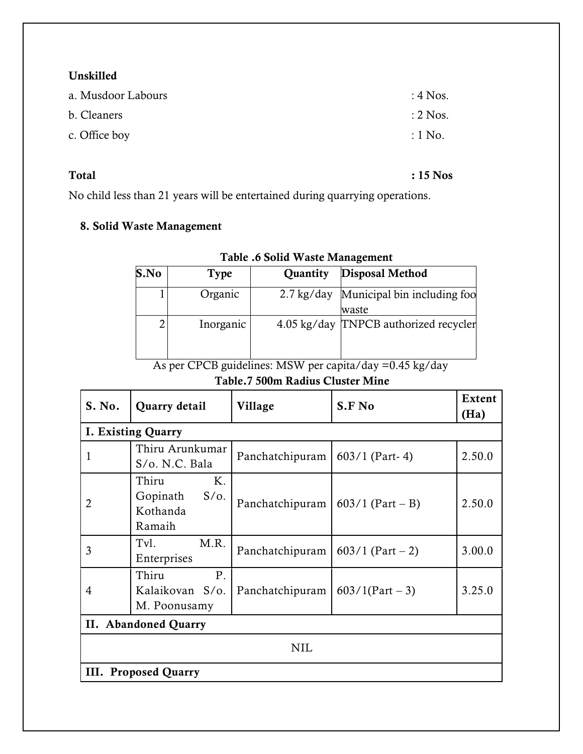**Unskilled**

a. Musdoor Labours : 4 Nos.

b. Cleaners : 2 Nos.

c. Office boy : 1 No.

**Total : 15 Nos**

No child less than 21 years will be entertained during quarrying operations.

**8. Solid Waste Management**

**Table .6 Solid Waste Management**

| S.No | Type | Quantity | Disposal Method |
|---|---|---|---|
| 1 | Organic | 2.7 kg/day | Municipal bin including foo waste |
| 2 | Inorganic | 4.05 kg/day | TNPCB authorized recycler |

As per CPCB guidelines: MSW per capita/day =0.45 kg/day

**Table.7 500m Radius Cluster Mine**

| S. No. | Quarry detail | Village | S.F No | Extent (Ha) |
|---|---|---|---|---|
| **I. Existing Quarry** | | | | |
| 1 | Thiru Arunkumar S/o. N.C. Bala | Panchatchipuram | 603/1 (Part- 4) | 2.50.0 |
| 2 | Thiru K. Gopinath S/o. Kothanda Ramaih | Panchatchipuram | 603/1 (Part – B) | 2.50.0 |
| 3 | Tvl. M.R. Enterprises | Panchatchipuram | 603/1 (Part – 2) | 3.00.0 |
| 4 | Thiru P. Kalaikovan S/o. M. Poonusamy | Panchatchipuram | 603/1(Part – 3) | 3.25.0 |
| **II. Abandoned Quarry** | | | | |
| NIL | | | | |
| **III. Proposed Quarry** | | | | |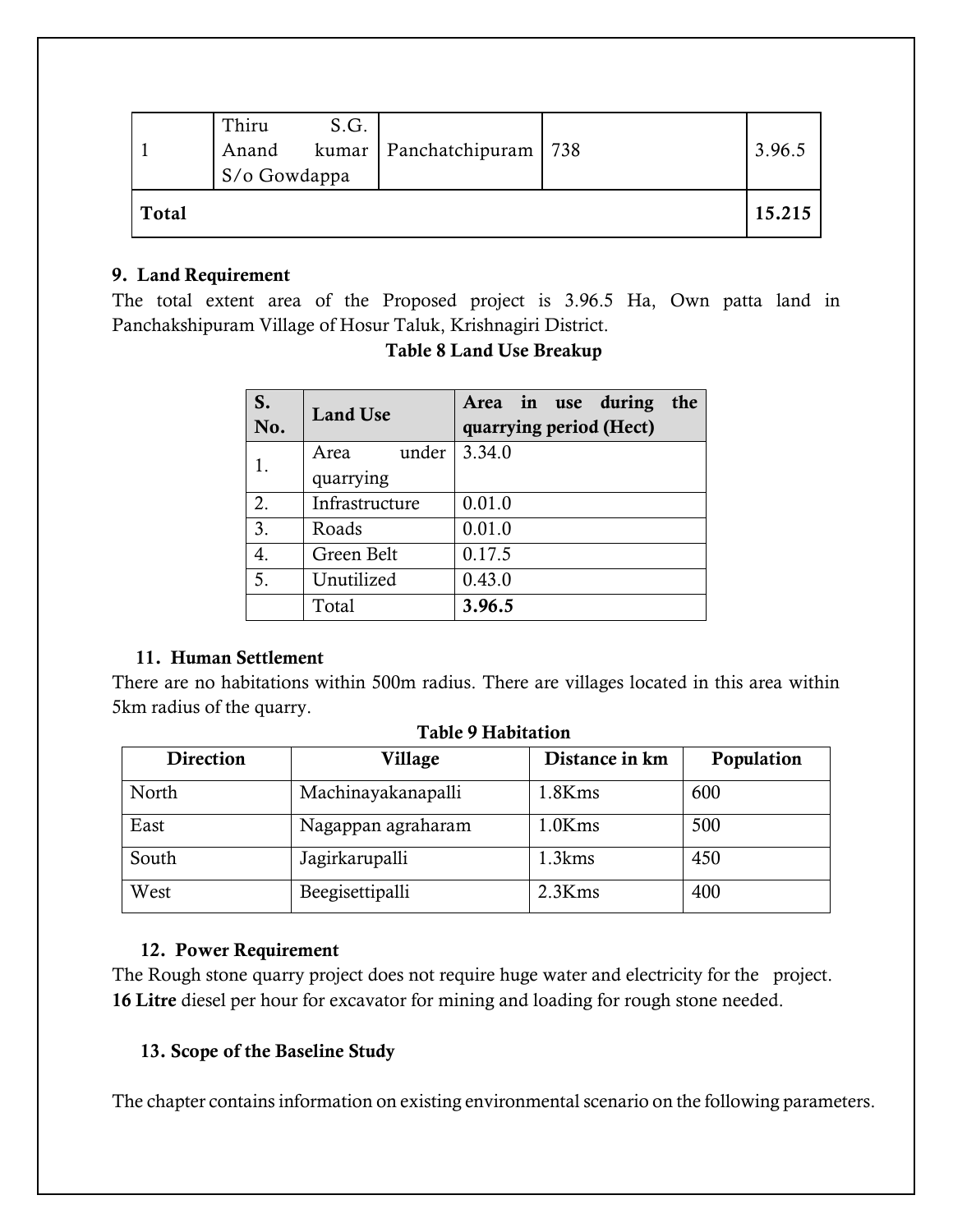| 1 | Thiru S.G. Anand kumar S/o Gowdappa | Panchatchipuram | 738 | 3.96.5 |
|---|---|---|---|---|
| **Total** | | | | **15.215** |

## 9. Land Requirement

The total extent area of the Proposed project is 3.96.5 Ha, Own patta land in Panchakshipuram Village of Hosur Taluk, Krishnagiri District.

**Table 8 Land Use Breakup**

| S. No. | Land Use | Area in use during the quarrying period (Hect) |
|---|---|---|
| 1. | Area under quarrying | 3.34.0 |
| 2. | Infrastructure | 0.01.0 |
| 3. | Roads | 0.01.0 |
| 4. | Green Belt | 0.17.5 |
| 5. | Unutilized | 0.43.0 |
| | Total | **3.96.5** |

## 11. Human Settlement

There are no habitations within 500m radius. There are villages located in this area within 5km radius of the quarry.

**Table 9 Habitation**

| Direction | Village | Distance in km | Population |
|---|---|---|---|
| North | Machinayakanapalli | 1.8Kms | 600 |
| East | Nagappan agraharam | 1.0Kms | 500 |
| South | Jagirkarupalli | 1.3kms | 450 |
| West | Beegisettipalli | 2.3Kms | 400 |

## 12. Power Requirement

The Rough stone quarry project does not require huge water and electricity for the project. **16 Litre** diesel per hour for excavator for mining and loading for rough stone needed.

## 13. Scope of the Baseline Study

The chapter contains information on existing environmental scenario on the following parameters.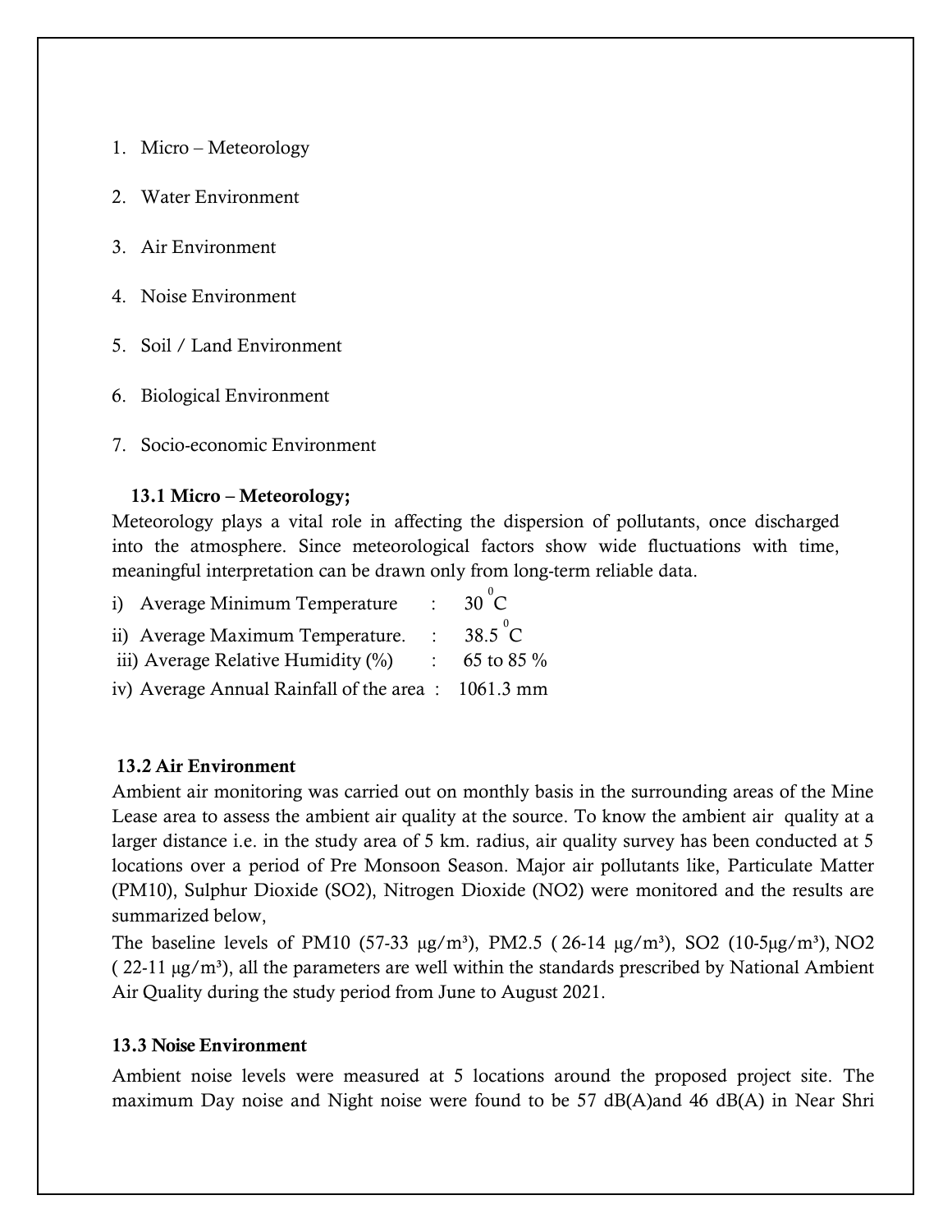1. Micro – Meteorology
2. Water Environment
3. Air Environment
4. Noise Environment
5. Soil / Land Environment
6. Biological Environment
7. Socio-economic Environment

### 13.1 Micro – Meteorology;

Meteorology plays a vital role in affecting the dispersion of pollutants, once discharged into the atmosphere. Since meteorological factors show wide fluctuations with time, meaningful interpretation can be drawn only from long-term reliable data.

i) Average Minimum Temperature : 30 $^0$C

ii) Average Maximum Temperature. : 38.5 $^0$C

iii) Average Relative Humidity (%) : 65 to 85 %

iv) Average Annual Rainfall of the area : 1061.3 mm

### 13.2 Air Environment

Ambient air monitoring was carried out on monthly basis in the surrounding areas of the Mine Lease area to assess the ambient air quality at the source. To know the ambient air quality at a larger distance i.e. in the study area of 5 km. radius, air quality survey has been conducted at 5 locations over a period of Pre Monsoon Season. Major air pollutants like, Particulate Matter ($PM_{10}$), Sulphur Dioxide ($SO_2$), Nitrogen Dioxide ($NO_2$) were monitored and the results are summarized below,

The baseline levels of $PM_{10}$ (57-33 μg/m³), $PM_{2.5}$ ( 26-14 μg/m³), $SO_2$ (10-5μg/m³), $NO_2$ ( 22-11 μg/m³), all the parameters are well within the standards prescribed by National Ambient Air Quality during the study period from June to August 2021.

### 13.3 Noise Environment

Ambient noise levels were measured at 5 locations around the proposed project site. The maximum Day noise and Night noise were found to be 57 dB(A)and 46 dB(A) in Near Shri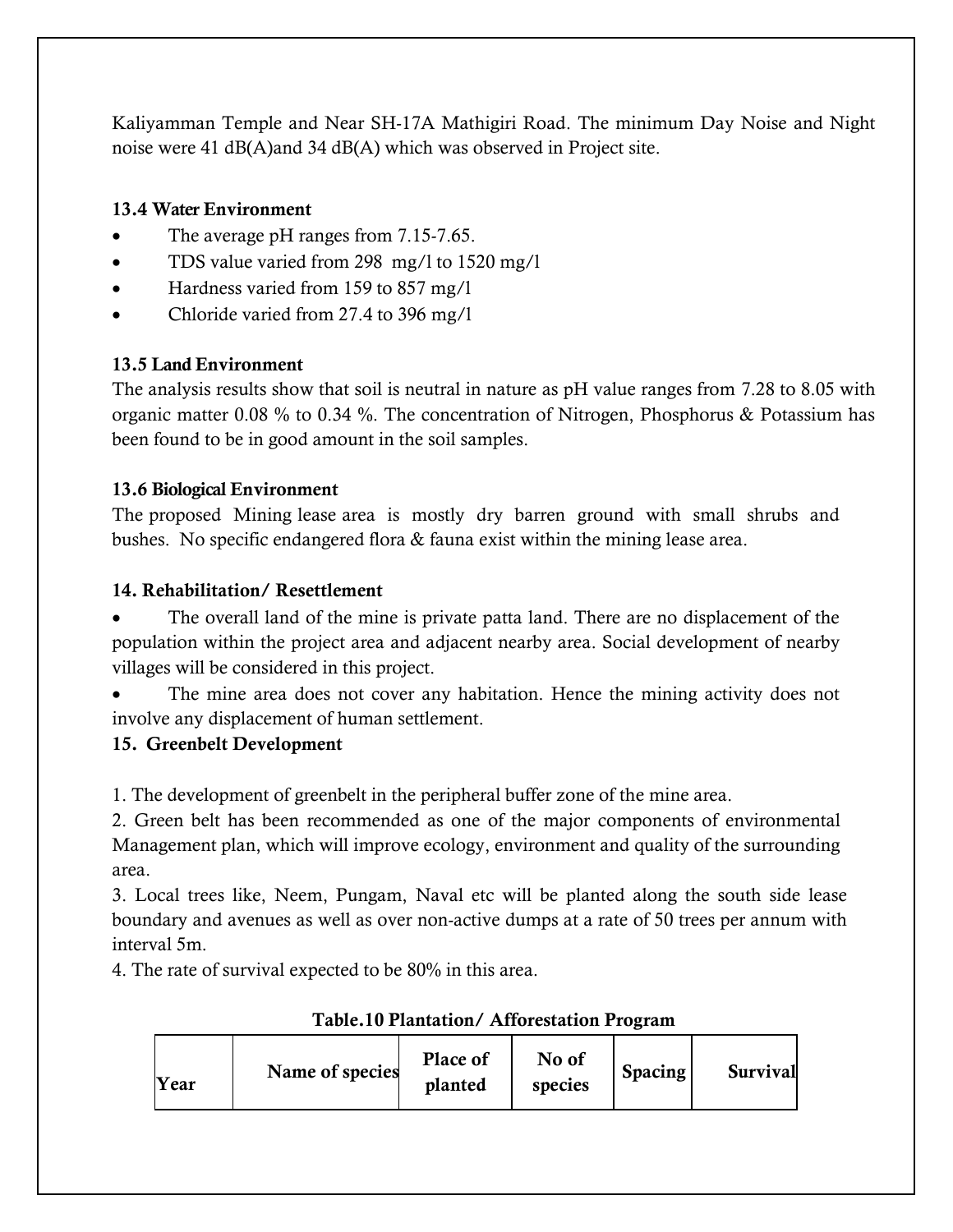Kaliyamman Temple and Near SH-17A Mathigiri Road. The minimum Day Noise and Night noise were 41 dB(A)and 34 dB(A) which was observed in Project site.

**13.4 Water Environment**

- The average pH ranges from 7.15-7.65.
- TDS value varied from 298 mg/l to 1520 mg/l
- Hardness varied from 159 to 857 mg/l
- Chloride varied from 27.4 to 396 mg/l

**13.5 Land Environment**

The analysis results show that soil is neutral in nature as pH value ranges from 7.28 to 8.05 with organic matter 0.08 % to 0.34 %. The concentration of Nitrogen, Phosphorus & Potassium has been found to be in good amount in the soil samples.

**13.6 Biological Environment**

The proposed Mining lease area is mostly dry barren ground with small shrubs and bushes. No specific endangered flora & fauna exist within the mining lease area.

**14. Rehabilitation/ Resettlement**

- The overall land of the mine is private patta land. There are no displacement of the population within the project area and adjacent nearby area. Social development of nearby villages will be considered in this project.
- The mine area does not cover any habitation. Hence the mining activity does not involve any displacement of human settlement.

**15. Greenbelt Development**

1. The development of greenbelt in the peripheral buffer zone of the mine area.
2. Green belt has been recommended as one of the major components of environmental Management plan, which will improve ecology, environment and quality of the surrounding area.
3. Local trees like, Neem, Pungam, Naval etc will be planted along the south side lease boundary and avenues as well as over non-active dumps at a rate of 50 trees per annum with interval 5m.
4. The rate of survival expected to be 80% in this area.

**Table.10 Plantation/ Afforestation Program**

| Year | Name of species | Place of planted | No of species | Spacing | Survival |
|---|---|---|---|---|---|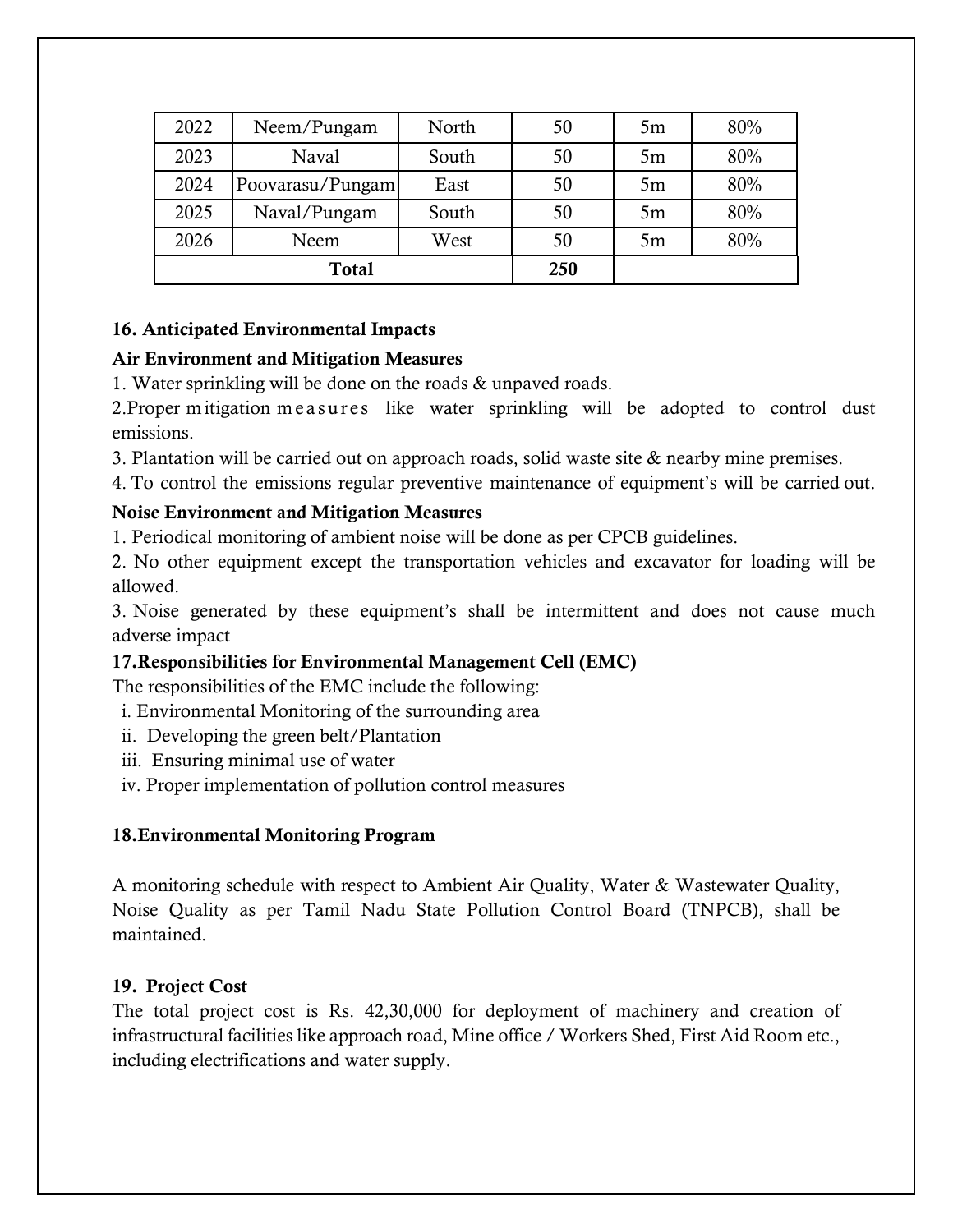| 2022 | Neem/Pungam | North | 50 | 5m | 80% |
|---|---|---|---|---|---|
| 2023 | Naval | South | 50 | 5m | 80% |
| 2024 | Poovarasu/Pungam | East | 50 | 5m | 80% |
| 2025 | Naval/Pungam | South | 50 | 5m | 80% |
| 2026 | Neem | West | 50 | 5m | 80% |
| **Total** | | | **250** | | |

**16. Anticipated Environmental Impacts**

**Air Environment and Mitigation Measures**

1. Water sprinkling will be done on the roads & unpaved roads.
2. Proper mitigation measures like water sprinkling will be adopted to control dust emissions.
3. Plantation will be carried out on approach roads, solid waste site & nearby mine premises.
4. To control the emissions regular preventive maintenance of equipment's will be carried out.

**Noise Environment and Mitigation Measures**

1. Periodical monitoring of ambient noise will be done as per CPCB guidelines.
2. No other equipment except the transportation vehicles and excavator for loading will be allowed.
3. Noise generated by these equipment's shall be intermittent and does not cause much adverse impact

**17.Responsibilities for Environmental Management Cell (EMC)**

The responsibilities of the EMC include the following:

i. Environmental Monitoring of the surrounding area
ii. Developing the green belt/Plantation
iii. Ensuring minimal use of water
iv. Proper implementation of pollution control measures

**18.Environmental Monitoring Program**

A monitoring schedule with respect to Ambient Air Quality, Water & Wastewater Quality, Noise Quality as per Tamil Nadu State Pollution Control Board (TNPCB), shall be maintained.

**19. Project Cost**

The total project cost is Rs. 42,30,000 for deployment of machinery and creation of infrastructural facilities like approach road, Mine office / Workers Shed, First Aid Room etc., including electrifications and water supply.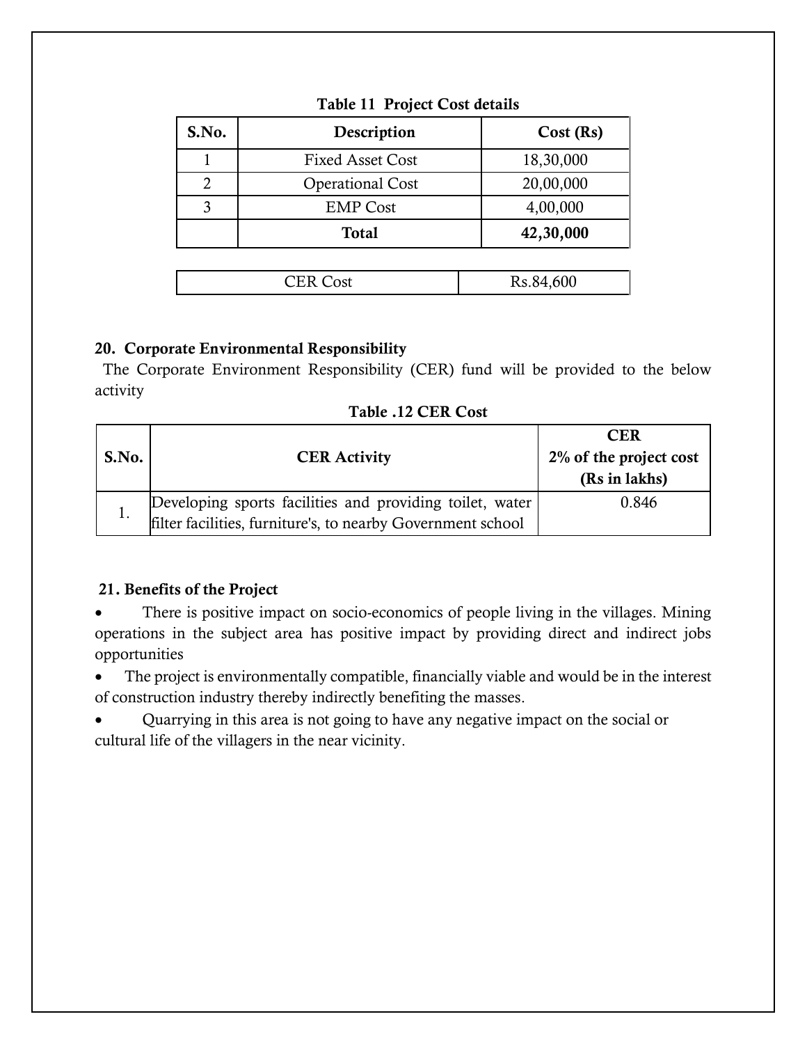**Table 11 Project Cost details**

| S.No. | Description | Cost (Rs) |
|---|---|---|
| 1 | Fixed Asset Cost | 18,30,000 |
| 2 | Operational Cost | 20,00,000 |
| 3 | EMP Cost | 4,00,000 |
| | **Total** | **42,30,000** |

| | |
|---|---|
| CER Cost | Rs.84,600 |

## 20. Corporate Environmental Responsibility

The Corporate Environment Responsibility (CER) fund will be provided to the below activity

**Table .12 CER Cost**

| S.No. | CER Activity | CER 2% of the project cost (Rs in lakhs) |
|---|---|---|
| 1. | Developing sports facilities and providing toilet, water filter facilities, furniture's, to nearby Government school | 0.846 |

## 21. Benefits of the Project

- There is positive impact on socio-economics of people living in the villages. Mining operations in the subject area has positive impact by providing direct and indirect jobs opportunities
- The project is environmentally compatible, financially viable and would be in the interest of construction industry thereby indirectly benefiting the masses.
- Quarrying in this area is not going to have any negative impact on the social or cultural life of the villagers in the near vicinity.